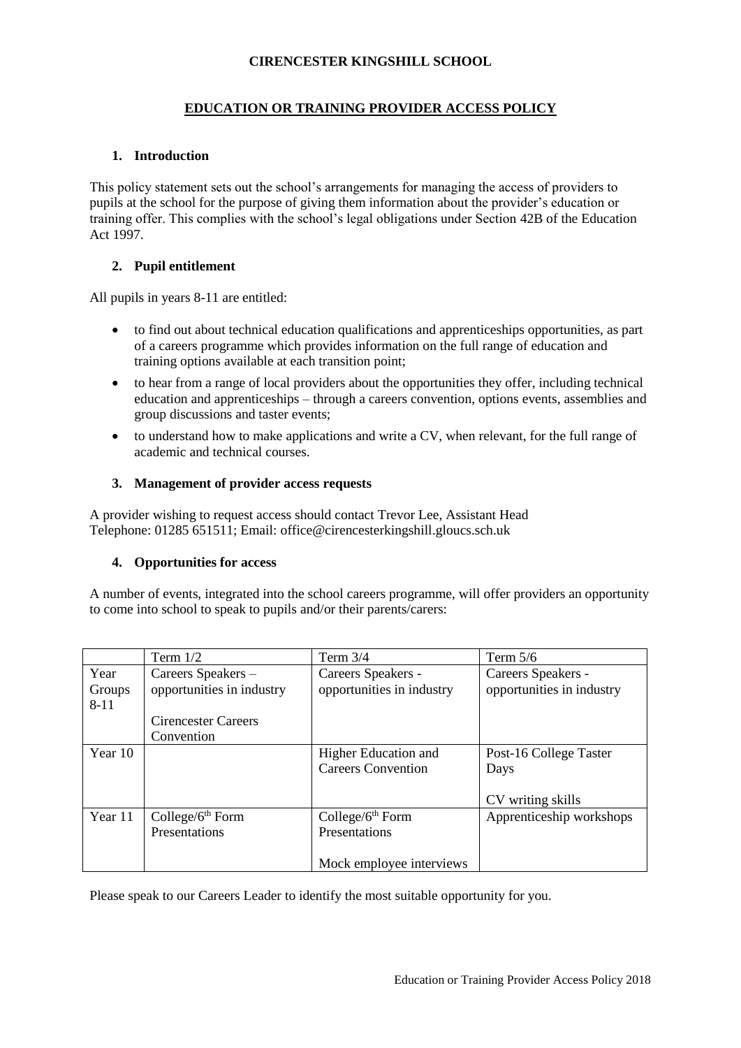# CIRENCESTER KINGSHILL SCHOOL

## EDUCATION OR TRAINING PROVIDER ACCESS POLICY

### 1. Introduction

This policy statement sets out the school's arrangements for managing the access of providers to pupils at the school for the purpose of giving them information about the provider's education or training offer. This complies with the school's legal obligations under Section 42B of the Education Act 1997.

### 2. Pupil entitlement

All pupils in years 8-11 are entitled:

- to find out about technical education qualifications and apprenticeships opportunities, as part of a careers programme which provides information on the full range of education and training options available at each transition point;
- to hear from a range of local providers about the opportunities they offer, including technical education and apprenticeships – through a careers convention, options events, assemblies and group discussions and taster events;
- to understand how to make applications and write a CV, when relevant, for the full range of academic and technical courses.

### 3. Management of provider access requests

A provider wishing to request access should contact Trevor Lee, Assistant Head
Telephone: 01285 651511; Email: office@cirencesterkingshill.gloucs.sch.uk

### 4. Opportunities for access

A number of events, integrated into the school careers programme, will offer providers an opportunity to come into school to speak to pupils and/or their parents/carers:

| | Term 1/2 | Term 3/4 | Term 5/6 |
|---|---|---|---|
| Year Groups 8-11 | Careers Speakers – opportunities in industry<br><br>Cirencester Careers Convention | Careers Speakers - opportunities in industry | Careers Speakers - opportunities in industry |
| Year 10 | | Higher Education and Careers Convention | Post-16 College Taster Days<br><br>CV writing skills |
| Year 11 | College/6th Form Presentations | College/6th Form Presentations<br><br>Mock employee interviews | Apprenticeship workshops |

Please speak to our Careers Leader to identify the most suitable opportunity for you.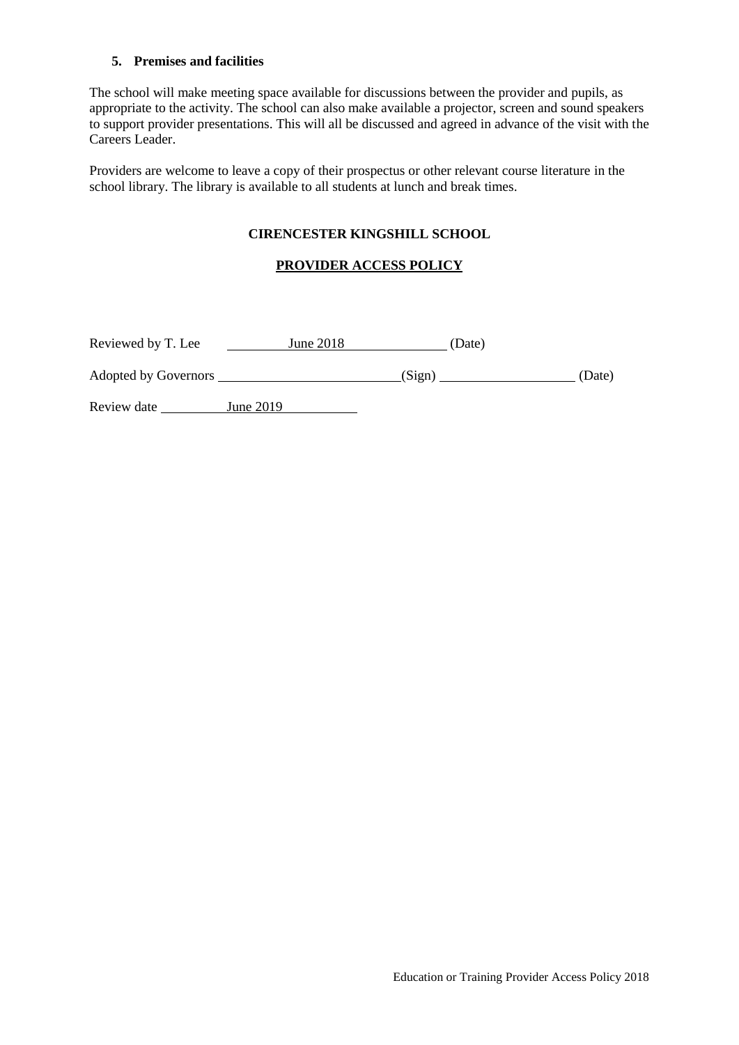### 5. Premises and facilities

The school will make meeting space available for discussions between the provider and pupils, as appropriate to the activity. The school can also make available a projector, screen and sound speakers to support provider presentations. This will all be discussed and agreed in advance of the visit with the Careers Leader.

Providers are welcome to leave a copy of their prospectus or other relevant course literature in the school library. The library is available to all students at lunch and break times.

**CIRENCESTER KINGSHILL SCHOOL**

**PROVIDER ACCESS POLICY**

Reviewed by T. Lee ______June 2018______ (Date)

Adopted by Governors ____________________ (Sign) ____________________ (Date)

Review date ______June 2019______